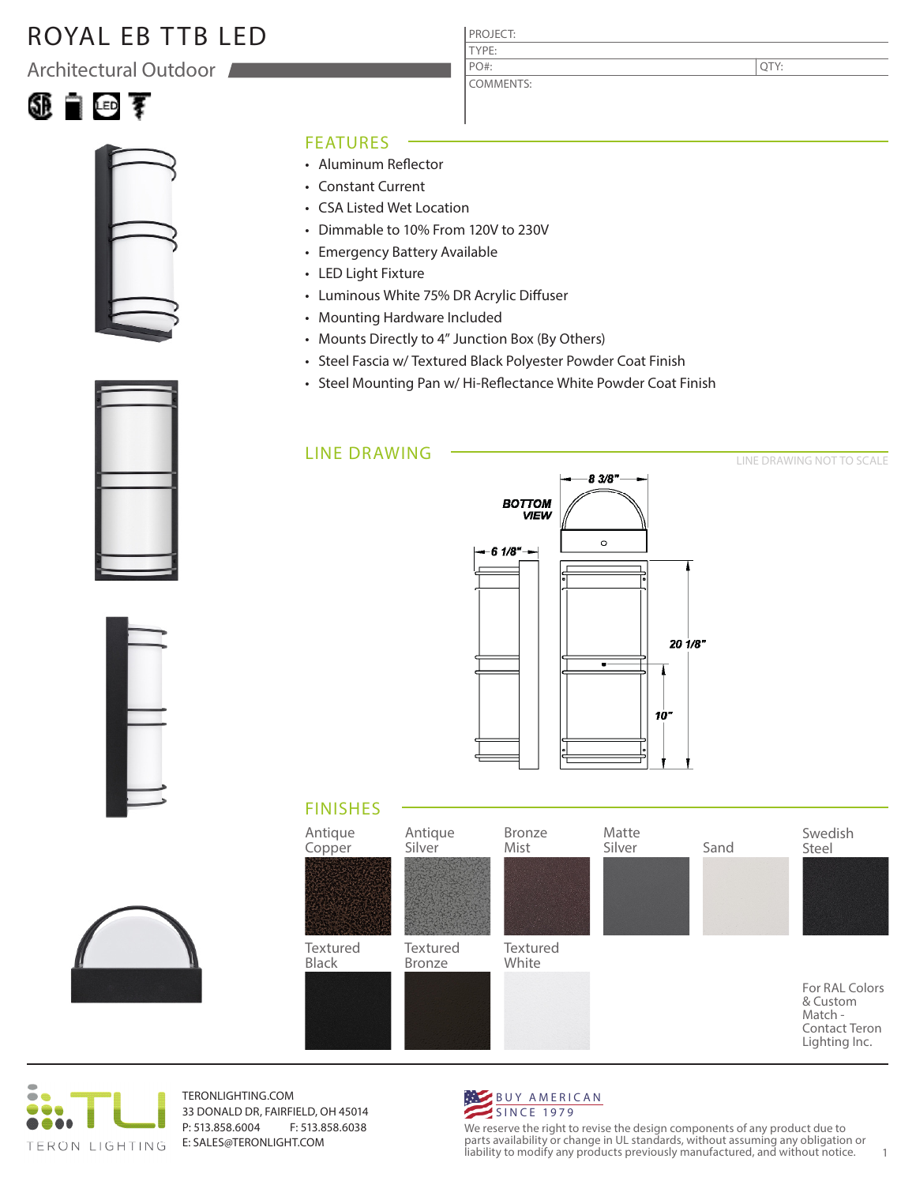# ROYAL EB TTB LED

## Architectural Outdoor

| PROJECT: | |
|---|---|
| TYPE: | |
| PO#: | QTY: |
| COMMENTS: | |

## FEATURES

- Aluminum Reflector
- Constant Current
- CSA Listed Wet Location
- Dimmable to 10% From 120V to 230V
- Emergency Battery Available
- LED Light Fixture
- Luminous White 75% DR Acrylic Diffuser
- Mounting Hardware Included
- Mounts Directly to 4" Junction Box (By Others)
- Steel Fascia w/ Textured Black Polyester Powder Coat Finish
- Steel Mounting Pan w/ Hi-Reflectance White Powder Coat Finish

## LINE DRAWING

LINE DRAWING NOT TO SCALE

BOTTOM VIEW

8 3/8"

6 1/8"

20 1/8"

10"

## FINISHES

- Antique Copper
- Antique Silver
- Bronze Mist
- Matte Silver
- Sand
- Swedish Steel
- Textured Black
- Textured Bronze
- Textured White

For RAL Colors & Custom Match - Contact Teron Lighting Inc.

TERON LIGHTING

TERONLIGHTING.COM
33 DONALD DR, FAIRFIELD, OH 45014
P: 513.858.6004 F: 513.858.6038
E: SALES@TERONLIGHT.COM

BUY AMERICAN SINCE 1979

We reserve the right to revise the design components of any product due to parts availability or change in UL standards, without assuming any obligation or liability to modify any products previously manufactured, and without notice.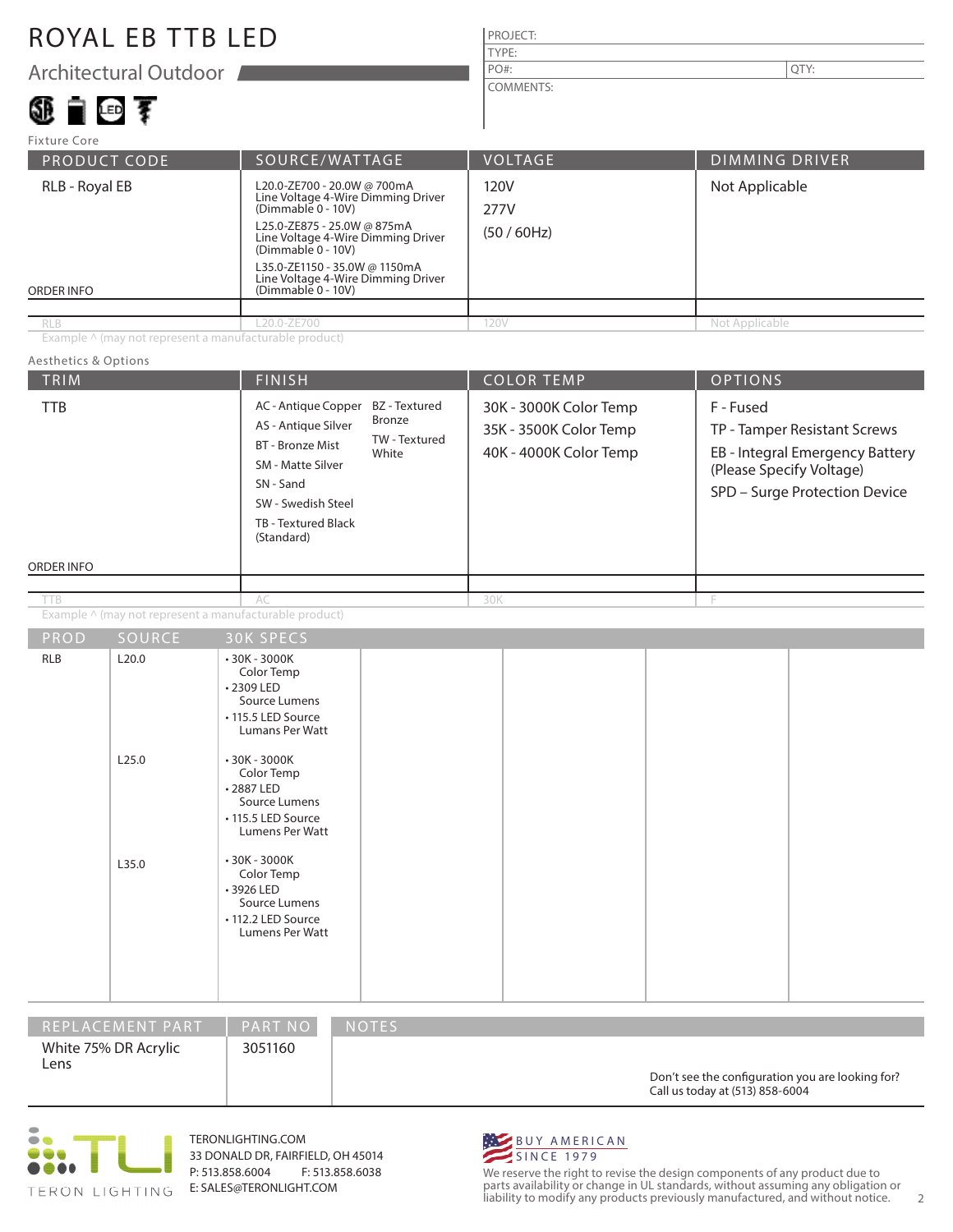# ROYAL EB TTB LED

## Architectural Outdoor

| PROJECT: | |
|---|---|
| TYPE: | |
| PO#: | QTY: |
| COMMENTS: | |

Fixture Core

| PRODUCT CODE | SOURCE/WATTAGE | VOLTAGE | DIMMING DRIVER |
|---|---|---|---|
| RLB - Royal EB | L20.0-ZE700 - 20.0W @ 700mA Line Voltage 4-Wire Dimming Driver (Dimmable 0 - 10V)<br>L25.0-ZE875 - 25.0W @ 875mA Line Voltage 4-Wire Dimming Driver (Dimmable 0 - 10V)<br>L35.0-ZE1150 - 35.0W @ 1150mA Line Voltage 4-Wire Dimming Driver (Dimmable 0 - 10V) | 120V<br>277V<br>(50 / 60Hz) | Not Applicable |
| ORDER INFO | | | |
| RLB | L20.0-ZE700 | 120V | Not Applicable |

Example ^ (may not represent a manufacturable product)

Aesthetics & Options

| TRIM | FINISH | COLOR TEMP | OPTIONS |
|---|---|---|---|
| TTB | AC - Antique Copper<br>AS - Antique Silver<br>BT - Bronze Mist<br>SM - Matte Silver<br>SN - Sand<br>SW - Swedish Steel<br>TB - Textured Black (Standard)<br>BZ - Textured Bronze<br>TW - Textured White | 30K - 3000K Color Temp<br>35K - 3500K Color Temp<br>40K - 4000K Color Temp | F - Fused<br>TP - Tamper Resistant Screws<br>EB - Integral Emergency Battery (Please Specify Voltage)<br>SPD – Surge Protection Device |
| ORDER INFO | | | |
| TTB | AC | 30K | F |

Example ^ (may not represent a manufacturable product)

| PROD | SOURCE | 30K SPECS |
|---|---|---|
| RLB | L20.0 | • 30K - 3000K Color Temp<br>• 2309 LED Source Lumens<br>• 115.5 LED Source Lumans Per Watt |
| | L25.0 | • 30K - 3000K Color Temp<br>• 2887 LED Source Lumens<br>• 115.5 LED Source Lumens Per Watt |
| | L35.0 | • 30K - 3000K Color Temp<br>• 3926 LED Source Lumens<br>• 112.2 LED Source Lumens Per Watt |

| REPLACEMENT PART | PART NO | NOTES |
|---|---|---|
| White 75% DR Acrylic Lens | 3051160 | |

Don't see the configuration you are looking for? Call us today at (513) 858-6004

TERON LIGHTING

TERONLIGHTING.COM
33 DONALD DR, FAIRFIELD, OH 45014
P: 513.858.6004 F: 513.858.6038
E: SALES@TERONLIGHT.COM

BUY AMERICAN SINCE 1979

We reserve the right to revise the design components of any product due to parts availability or change in UL standards, without assuming any obligation or liability to modify any products previously manufactured, and without notice.